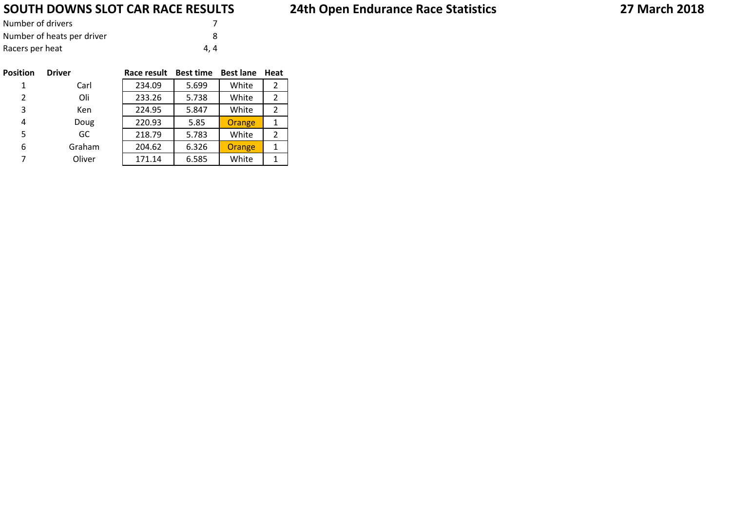# SOUTH DOWNS SLOT CAR RACE RESULTS

## 24th Open Endurance Race Statistics

**27 March 2018**

| | |
|---|---|
| Number of drivers | 7 |
| Number of heats per driver | 8 |
| Racers per heat | 4, 4 |

| Position | Driver | Race result | Best time | Best lane | Heat |
|---|---|---|---|---|---|
| 1 | Carl | 234.09 | 5.699 | White | 2 |
| 2 | Oli | 233.26 | 5.738 | White | 2 |
| 3 | Ken | 224.95 | 5.847 | White | 2 |
| 4 | Doug | 220.93 | 5.85 | Orange | 1 |
| 5 | GC | 218.79 | 5.783 | White | 2 |
| 6 | Graham | 204.62 | 6.326 | Orange | 1 |
| 7 | Oliver | 171.14 | 6.585 | White | 1 |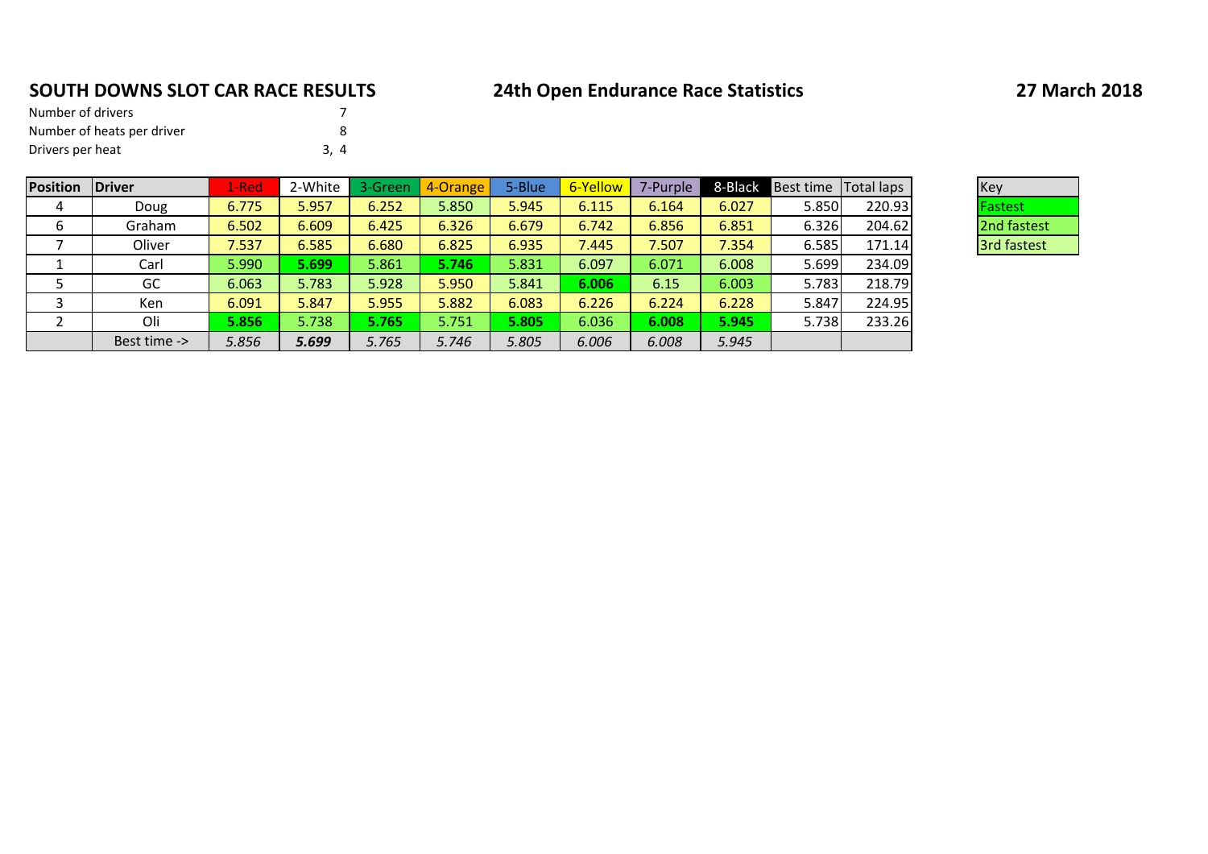## SOUTH DOWNS SLOT CAR RACE RESULTS

## 24th Open Endurance Race Statistics

## 27 March 2018

| | |
|---|---|
| Number of drivers | 7 |
| Number of heats per driver | 8 |
| Drivers per heat | 3, 4 |

| Position | Driver | 1-Red | 2-White | 3-Green | 4-Orange | 5-Blue | 6-Yellow | 7-Purple | 8-Black | Best time | Total laps |
|---|---|---|---|---|---|---|---|---|---|---|---|
| 4 | Doug | 6.775 | 5.957 | 6.252 | 5.850 | 5.945 | 6.115 | 6.164 | 6.027 | 5.850 | 220.93 |
| 6 | Graham | 6.502 | 6.609 | 6.425 | 6.326 | 6.679 | 6.742 | 6.856 | 6.851 | 6.326 | 204.62 |
| 7 | Oliver | 7.537 | 6.585 | 6.680 | 6.825 | 6.935 | 7.445 | 7.507 | 7.354 | 6.585 | 171.14 |
| 1 | Carl | 5.990 | **5.699** | 5.861 | **5.746** | 5.831 | 6.097 | 6.071 | 6.008 | 5.699 | 234.09 |
| 5 | GC | 6.063 | 5.783 | 5.928 | 5.950 | 5.841 | **6.006** | 6.15 | 6.003 | 5.783 | 218.79 |
| 3 | Ken | 6.091 | 5.847 | 5.955 | 5.882 | 6.083 | 6.226 | 6.224 | 6.228 | 5.847 | 224.95 |
| 2 | Oli | **5.856** | 5.738 | **5.765** | 5.751 | **5.805** | 6.036 | **6.008** | **5.945** | 5.738 | 233.26 |
| | Best time -> | *5.856* | ***5.699*** | *5.765* | *5.746* | *5.805* | *6.006* | *6.008* | *5.945* | | |

| Key |
|---|
| Fastest |
| 2nd fastest |
| 3rd fastest |